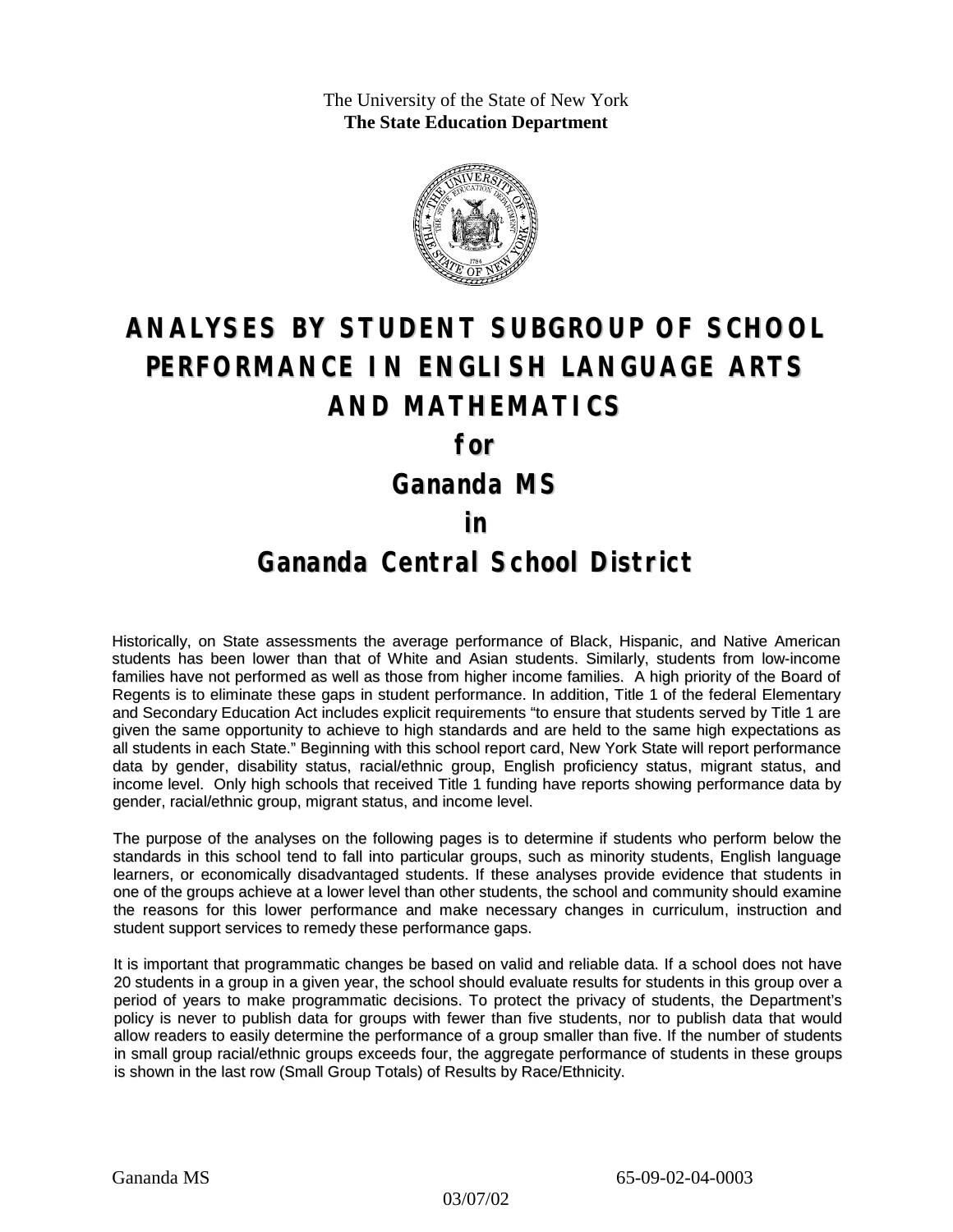The University of the State of New York
**The State Education Department**

# ANALYSES BY STUDENT SUBGROUP OF SCHOOL PERFORMANCE IN ENGLISH LANGUAGE ARTS AND MATHEMATICS

## for

## Gananda MS

## in

## Gananda Central School District

Historically, on State assessments the average performance of Black, Hispanic, and Native American students has been lower than that of White and Asian students. Similarly, students from low-income families have not performed as well as those from higher income families. A high priority of the Board of Regents is to eliminate these gaps in student performance. In addition, Title 1 of the federal Elementary and Secondary Education Act includes explicit requirements "to ensure that students served by Title 1 are given the same opportunity to achieve to high standards and are held to the same high expectations as all students in each State." Beginning with this school report card, New York State will report performance data by gender, disability status, racial/ethnic group, English proficiency status, migrant status, and income level. Only high schools that received Title 1 funding have reports showing performance data by gender, racial/ethnic group, migrant status, and income level.

The purpose of the analyses on the following pages is to determine if students who perform below the standards in this school tend to fall into particular groups, such as minority students, English language learners, or economically disadvantaged students. If these analyses provide evidence that students in one of the groups achieve at a lower level than other students, the school and community should examine the reasons for this lower performance and make necessary changes in curriculum, instruction and student support services to remedy these performance gaps.

It is important that programmatic changes be based on valid and reliable data. If a school does not have 20 students in a group in a given year, the school should evaluate results for students in this group over a period of years to make programmatic decisions. To protect the privacy of students, the Department's policy is never to publish data for groups with fewer than five students, nor to publish data that would allow readers to easily determine the performance of a group smaller than five. If the number of students in small group racial/ethnic groups exceeds four, the aggregate performance of students in these groups is shown in the last row (Small Group Totals) of Results by Race/Ethnicity.

Gananda MS 65-09-02-04-0003

03/07/02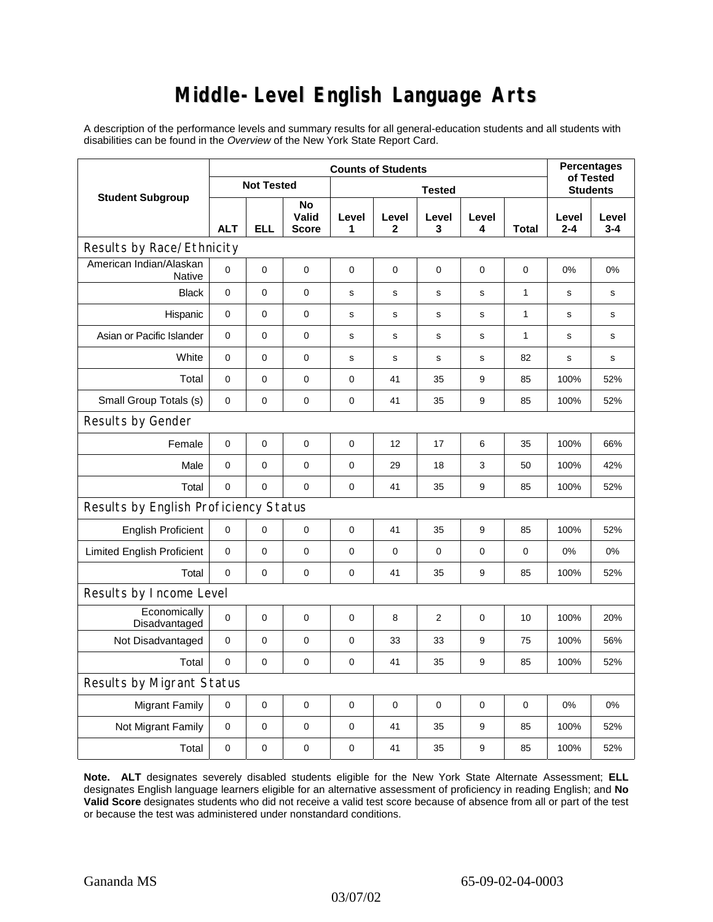# Middle-Level English Language Arts

A description of the performance levels and summary results for all general-education students and all students with disabilities can be found in the *Overview* of the New York State Report Card.

| Student Subgroup | Counts of Students | | | | | | | | Percentages of Tested Students | |
|---|---|---|---|---|---|---|---|---|---|---|
| | Not Tested | | | Tested | | | | | | |
| | ALT | ELL | No Valid Score | Level 1 | Level 2 | Level 3 | Level 4 | Total | Level 2-4 | Level 3-4 |
| **Results by Race/Ethnicity** | | | | | | | | | | |
| American Indian/Alaskan Native | 0 | 0 | 0 | 0 | 0 | 0 | 0 | 0 | 0% | 0% |
| Black | 0 | 0 | 0 | s | s | s | s | 1 | s | s |
| Hispanic | 0 | 0 | 0 | s | s | s | s | 1 | s | s |
| Asian or Pacific Islander | 0 | 0 | 0 | s | s | s | s | 1 | s | s |
| White | 0 | 0 | 0 | s | s | s | s | 82 | s | s |
| Total | 0 | 0 | 0 | 0 | 41 | 35 | 9 | 85 | 100% | 52% |
| Small Group Totals (s) | 0 | 0 | 0 | 0 | 41 | 35 | 9 | 85 | 100% | 52% |
| **Results by Gender** | | | | | | | | | | |
| Female | 0 | 0 | 0 | 0 | 12 | 17 | 6 | 35 | 100% | 66% |
| Male | 0 | 0 | 0 | 0 | 29 | 18 | 3 | 50 | 100% | 42% |
| Total | 0 | 0 | 0 | 0 | 41 | 35 | 9 | 85 | 100% | 52% |
| **Results by English Proficiency Status** | | | | | | | | | | |
| English Proficient | 0 | 0 | 0 | 0 | 41 | 35 | 9 | 85 | 100% | 52% |
| Limited English Proficient | 0 | 0 | 0 | 0 | 0 | 0 | 0 | 0 | 0% | 0% |
| Total | 0 | 0 | 0 | 0 | 41 | 35 | 9 | 85 | 100% | 52% |
| **Results by Income Level** | | | | | | | | | | |
| Economically Disadvantaged | 0 | 0 | 0 | 0 | 8 | 2 | 0 | 10 | 100% | 20% |
| Not Disadvantaged | 0 | 0 | 0 | 0 | 33 | 33 | 9 | 75 | 100% | 56% |
| Total | 0 | 0 | 0 | 0 | 41 | 35 | 9 | 85 | 100% | 52% |
| **Results by Migrant Status** | | | | | | | | | | |
| Migrant Family | 0 | 0 | 0 | 0 | 0 | 0 | 0 | 0 | 0% | 0% |
| Not Migrant Family | 0 | 0 | 0 | 0 | 41 | 35 | 9 | 85 | 100% | 52% |
| Total | 0 | 0 | 0 | 0 | 41 | 35 | 9 | 85 | 100% | 52% |

**Note. ALT** designates severely disabled students eligible for the New York State Alternate Assessment; **ELL** designates English language learners eligible for an alternative assessment of proficiency in reading English; and **No Valid Score** designates students who did not receive a valid test score because of absence from all or part of the test or because the test was administered under nonstandard conditions.

Gananda MS 65-09-02-04-0003

03/07/02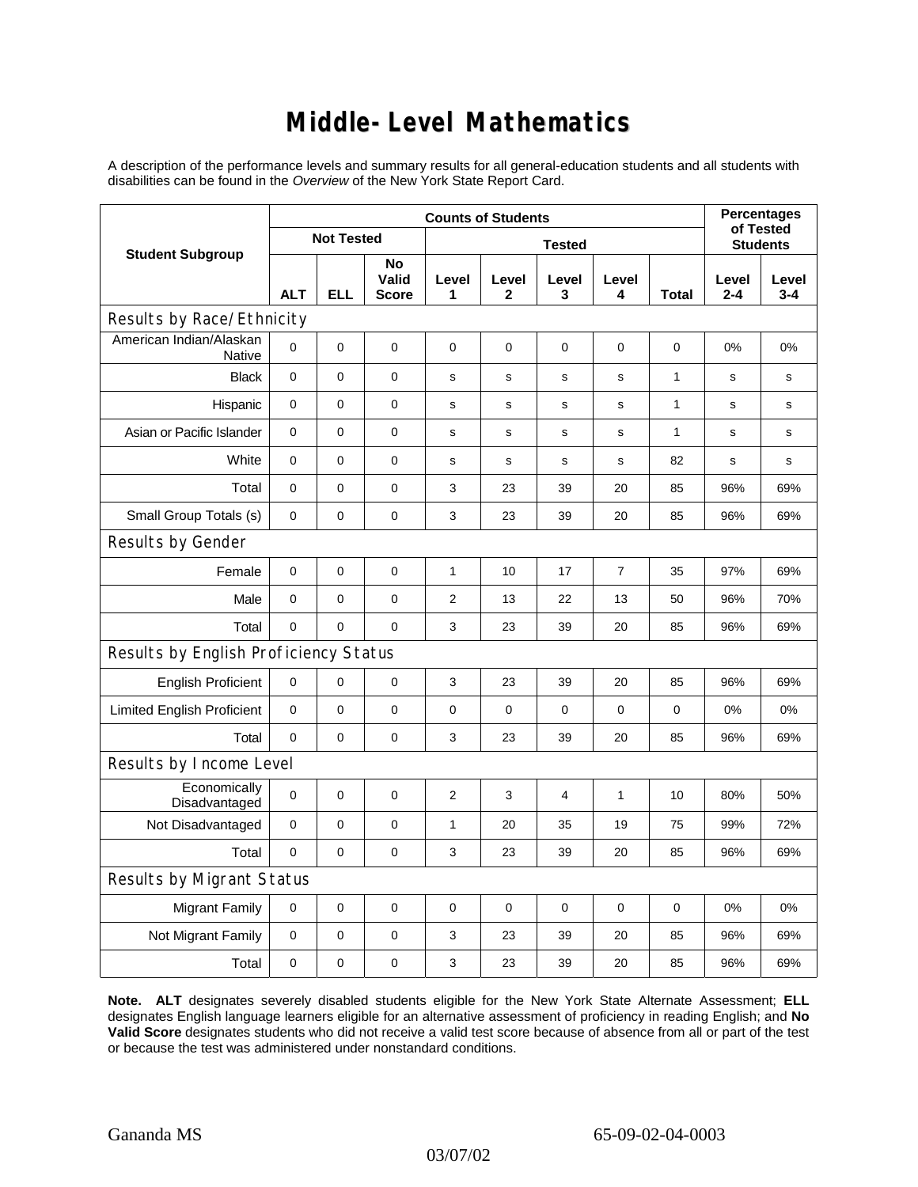# Middle-Level Mathematics

A description of the performance levels and summary results for all general-education students and all students with disabilities can be found in the *Overview* of the New York State Report Card.

| Student Subgroup | Counts of Students | | | | | | | | Percentages of Tested Students | |
|---|---|---|---|---|---|---|---|---|---|---|
| | Not Tested | | | Tested | | | | | | |
| | ALT | ELL | No Valid Score | Level 1 | Level 2 | Level 3 | Level 4 | Total | Level 2-4 | Level 3-4 |
| **Results by Race/Ethnicity** | | | | | | | | | | |
| American Indian/Alaskan Native | 0 | 0 | 0 | 0 | 0 | 0 | 0 | 0 | 0% | 0% |
| Black | 0 | 0 | 0 | s | s | s | s | 1 | s | s |
| Hispanic | 0 | 0 | 0 | s | s | s | s | 1 | s | s |
| Asian or Pacific Islander | 0 | 0 | 0 | s | s | s | s | 1 | s | s |
| White | 0 | 0 | 0 | s | s | s | s | 82 | s | s |
| Total | 0 | 0 | 0 | 3 | 23 | 39 | 20 | 85 | 96% | 69% |
| Small Group Totals (s) | 0 | 0 | 0 | 3 | 23 | 39 | 20 | 85 | 96% | 69% |
| **Results by Gender** | | | | | | | | | | |
| Female | 0 | 0 | 0 | 1 | 10 | 17 | 7 | 35 | 97% | 69% |
| Male | 0 | 0 | 0 | 2 | 13 | 22 | 13 | 50 | 96% | 70% |
| Total | 0 | 0 | 0 | 3 | 23 | 39 | 20 | 85 | 96% | 69% |
| **Results by English Proficiency Status** | | | | | | | | | | |
| English Proficient | 0 | 0 | 0 | 3 | 23 | 39 | 20 | 85 | 96% | 69% |
| Limited English Proficient | 0 | 0 | 0 | 0 | 0 | 0 | 0 | 0 | 0% | 0% |
| Total | 0 | 0 | 0 | 3 | 23 | 39 | 20 | 85 | 96% | 69% |
| **Results by Income Level** | | | | | | | | | | |
| Economically Disadvantaged | 0 | 0 | 0 | 2 | 3 | 4 | 1 | 10 | 80% | 50% |
| Not Disadvantaged | 0 | 0 | 0 | 1 | 20 | 35 | 19 | 75 | 99% | 72% |
| Total | 0 | 0 | 0 | 3 | 23 | 39 | 20 | 85 | 96% | 69% |
| **Results by Migrant Status** | | | | | | | | | | |
| Migrant Family | 0 | 0 | 0 | 0 | 0 | 0 | 0 | 0 | 0% | 0% |
| Not Migrant Family | 0 | 0 | 0 | 3 | 23 | 39 | 20 | 85 | 96% | 69% |
| Total | 0 | 0 | 0 | 3 | 23 | 39 | 20 | 85 | 96% | 69% |

**Note. ALT** designates severely disabled students eligible for the New York State Alternate Assessment; **ELL** designates English language learners eligible for an alternative assessment of proficiency in reading English; and **No Valid Score** designates students who did not receive a valid test score because of absence from all or part of the test or because the test was administered under nonstandard conditions.

Gananda MS 65-09-02-04-0003

03/07/02